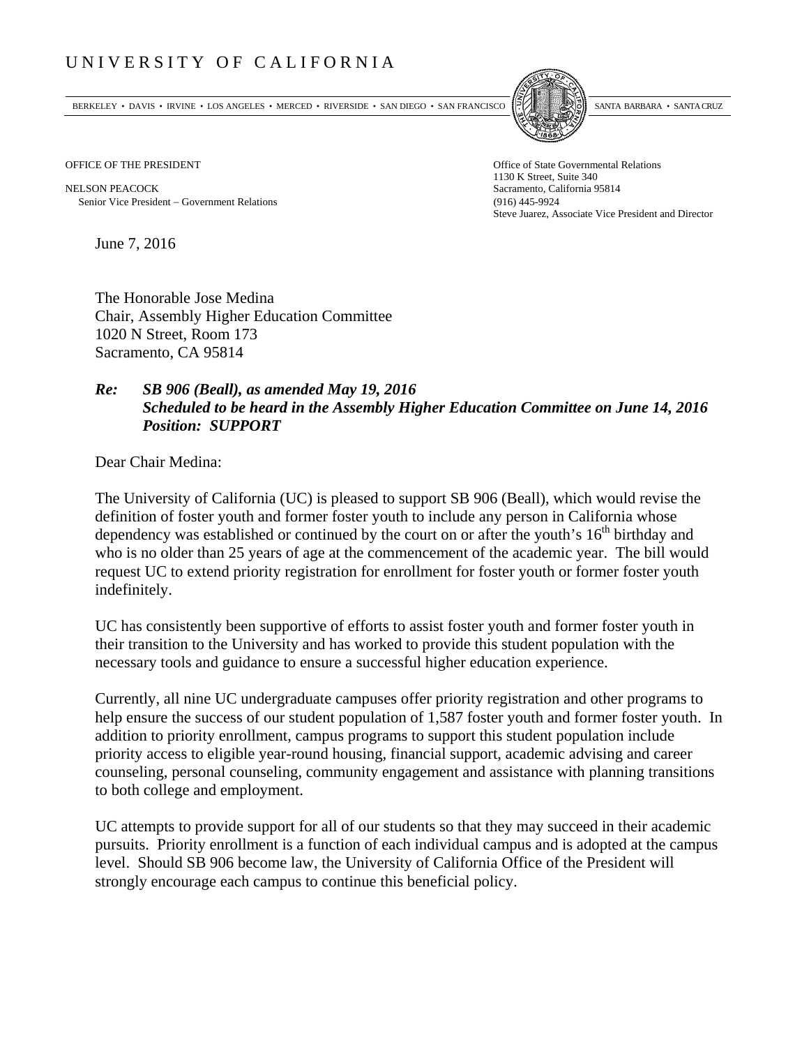# UNIVERSITY OF CALIFORNIA

BERKELEY • DAVIS • IRVINE • LOS ANGELES • MERCED • RIVERSIDE • SAN DIEGO • SAN FRANCISCO SANTA BARBARA • SANTA CRUZ

OFFICE OF THE PRESIDENT

NELSON PEACOCK
Senior Vice President – Government Relations

Office of State Governmental Relations
1130 K Street, Suite 340
Sacramento, California 95814
(916) 445-9924
Steve Juarez, Associate Vice President and Director

June 7, 2016

The Honorable Jose Medina
Chair, Assembly Higher Education Committee
1020 N Street, Room 173
Sacramento, CA 95814

***Re: SB 906 (Beall), as amended May 19, 2016***
***Scheduled to be heard in the Assembly Higher Education Committee on June 14, 2016***
***Position: SUPPORT***

Dear Chair Medina:

The University of California (UC) is pleased to support SB 906 (Beall), which would revise the definition of foster youth and former foster youth to include any person in California whose dependency was established or continued by the court on or after the youth's 16th birthday and who is no older than 25 years of age at the commencement of the academic year. The bill would request UC to extend priority registration for enrollment for foster youth or former foster youth indefinitely.

UC has consistently been supportive of efforts to assist foster youth and former foster youth in their transition to the University and has worked to provide this student population with the necessary tools and guidance to ensure a successful higher education experience.

Currently, all nine UC undergraduate campuses offer priority registration and other programs to help ensure the success of our student population of 1,587 foster youth and former foster youth. In addition to priority enrollment, campus programs to support this student population include priority access to eligible year-round housing, financial support, academic advising and career counseling, personal counseling, community engagement and assistance with planning transitions to both college and employment.

UC attempts to provide support for all of our students so that they may succeed in their academic pursuits. Priority enrollment is a function of each individual campus and is adopted at the campus level. Should SB 906 become law, the University of California Office of the President will strongly encourage each campus to continue this beneficial policy.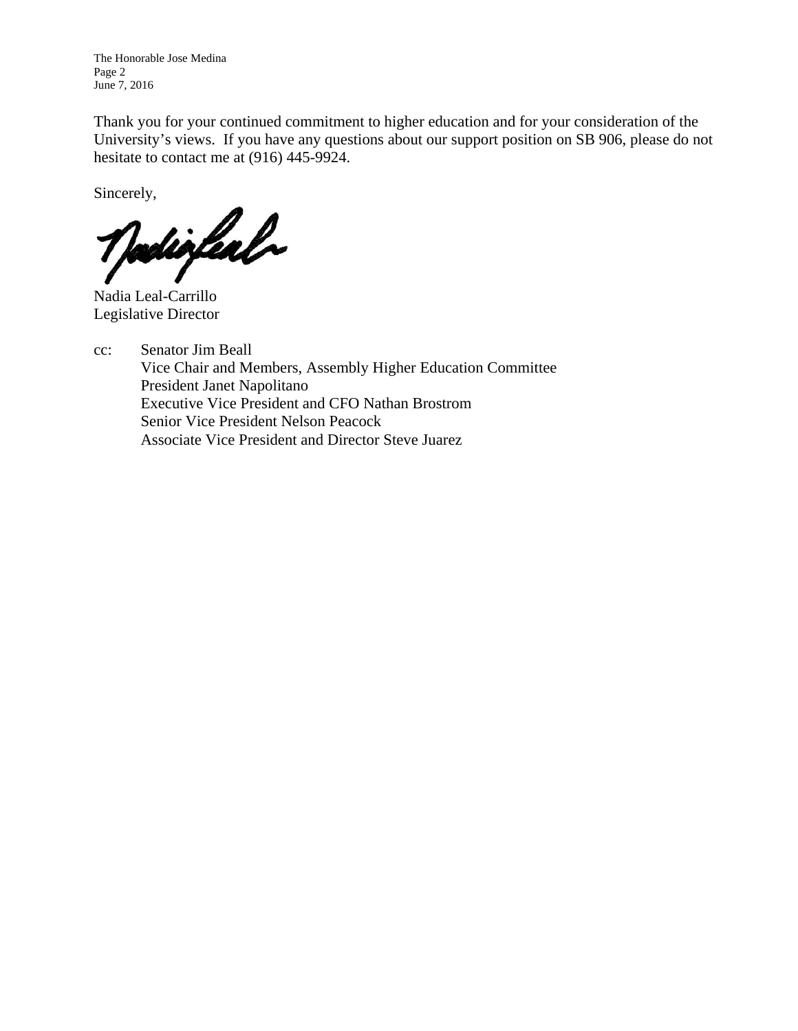Thank you for your continued commitment to higher education and for your consideration of the University's views. If you have any questions about our support position on SB 906, please do not hesitate to contact me at (916) 445-9924.

Sincerely,

Nadia Leal-Carrillo
Legislative Director

cc: Senator Jim Beall
Vice Chair and Members, Assembly Higher Education Committee
President Janet Napolitano
Executive Vice President and CFO Nathan Brostrom
Senior Vice President Nelson Peacock
Associate Vice President and Director Steve Juarez